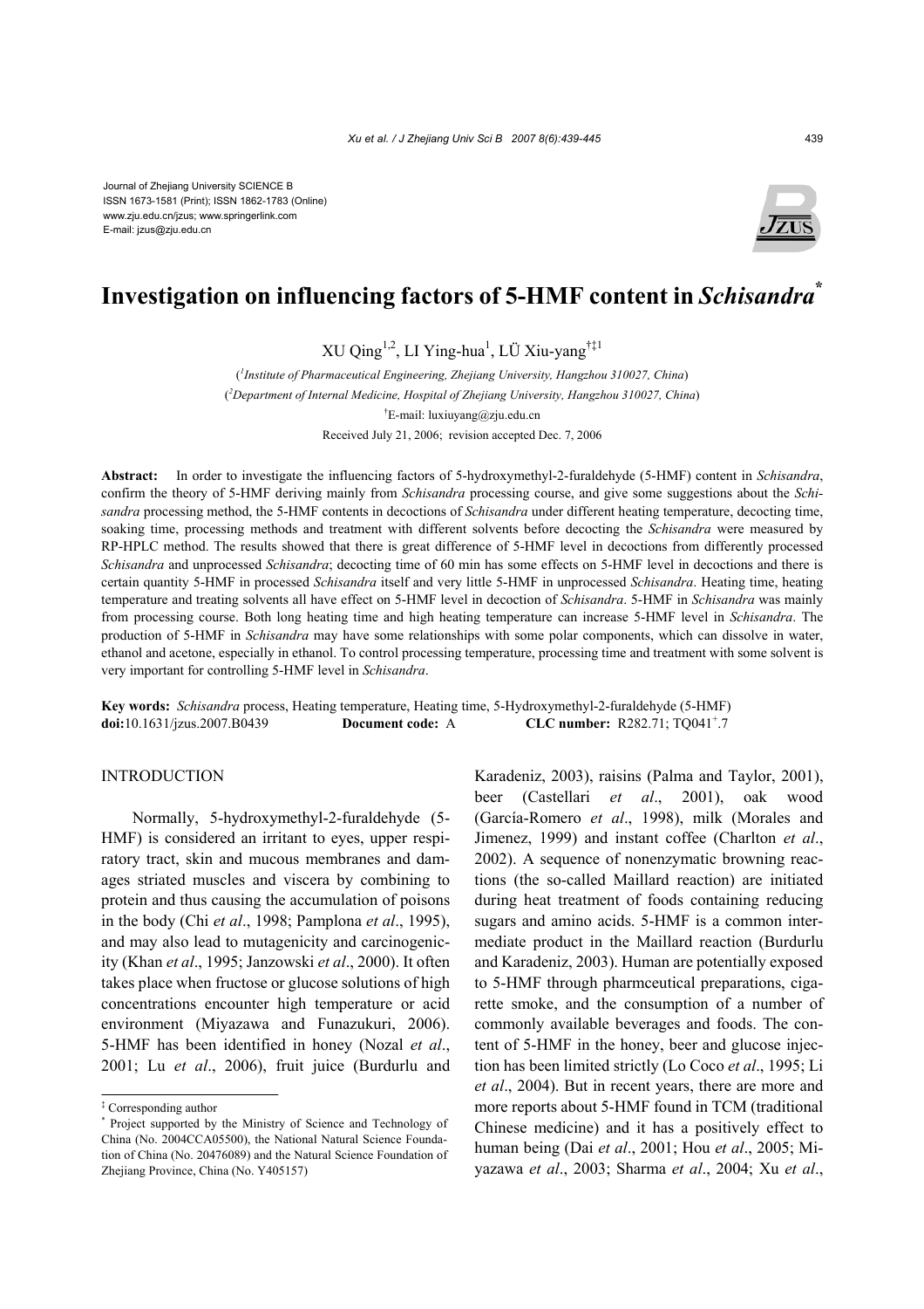Journal of Zhejiang University SCIENCE B
ISSN 1673-1581 (Print); ISSN 1862-1783 (Online)
www.zju.edu.cn/jzus; www.springerlink.com
E-mail: jzus@zju.edu.cn

# Investigation on influencing factors of 5-HMF content in *Schisandra*[*]

XU Qing[1,2], LI Ying-hua[1], LÜ Xiu-yang[†‡1]

([1]*Institute of Pharmaceutical Engineering, Zhejiang University, Hangzhou 310027, China*)
([2]*Department of Internal Medicine, Hospital of Zhejiang University, Hangzhou 310027, China*)
[†]E-mail: luxiuyang@zju.edu.cn
Received July 21, 2006; revision accepted Dec. 7, 2006

**Abstract:** In order to investigate the influencing factors of 5-hydroxymethyl-2-furaldehyde (5-HMF) content in *Schisandra*, confirm the theory of 5-HMF deriving mainly from *Schisandra* processing course, and give some suggestions about the *Schisandra* processing method, the 5-HMF contents in decoctions of *Schisandra* under different heating temperature, decocting time, soaking time, processing methods and treatment with different solvents before decocting the *Schisandra* were measured by RP-HPLC method. The results showed that there is great difference of 5-HMF level in decoctions from differently processed *Schisandra* and unprocessed *Schisandra*; decocting time of 60 min has some effects on 5-HMF level in decoctions and there is certain quantity 5-HMF in processed *Schisandra* itself and very little 5-HMF in unprocessed *Schisandra*. Heating time, heating temperature and treating solvents all have effect on 5-HMF level in decoction of *Schisandra*. 5-HMF in *Schisandra* was mainly from processing course. Both long heating time and high heating temperature can increase 5-HMF level in *Schisandra*. The production of 5-HMF in *Schisandra* may have some relationships with some polar components, which can dissolve in water, ethanol and acetone, especially in ethanol. To control processing temperature, processing time and treatment with some solvent is very important for controlling 5-HMF level in *Schisandra*.

**Key words:** *Schisandra* process, Heating temperature, Heating time, 5-Hydroxymethyl-2-furaldehyde (5-HMF)
**doi:**10.1631/jzus.2007.B0439 **Document code:** A **CLC number:** R282.71; TQ041[+].7

## INTRODUCTION

Normally, 5-hydroxymethyl-2-furaldehyde (5-HMF) is considered an irritant to eyes, upper respiratory tract, skin and mucous membranes and damages striated muscles and viscera by combining to protein and thus causing the accumulation of poisons in the body (Chi *et al*., 1998; Pamplona *et al*., 1995), and may also lead to mutagenicity and carcinogenicity (Khan *et al*., 1995; Janzowski *et al*., 2000). It often takes place when fructose or glucose solutions of high concentrations encounter high temperature or acid environment (Miyazawa and Funazukuri, 2006). 5-HMF has been identified in honey (Nozal *et al*., 2001; Lu *et al*., 2006), fruit juice (Burdurlu and Karadeniz, 2003), raisins (Palma and Taylor, 2001), beer (Castellari *et al*., 2001), oak wood (García-Romero *et al*., 1998), milk (Morales and Jimenez, 1999) and instant coffee (Charlton *et al*., 2002). A sequence of nonenzymatic browning reactions (the so-called Maillard reaction) are initiated during heat treatment of foods containing reducing sugars and amino acids. 5-HMF is a common intermediate product in the Maillard reaction (Burdurlu and Karadeniz, 2003). Human are potentially exposed to 5-HMF through pharmceutical preparations, cigarette smoke, and the consumption of a number of commonly available beverages and foods. The content of 5-HMF in the honey, beer and glucose injection has been limited strictly (Lo Coco *et al*., 1995; Li *et al*., 2004). But in recent years, there are more and more reports about 5-HMF found in TCM (traditional Chinese medicine) and it has a positively effect to human being (Dai *et al*., 2001; Hou *et al*., 2005; Miyazawa *et al*., 2003; Sharma *et al*., 2004; Xu *et al*.,

---

[‡] Corresponding author
[*] Project supported by the Ministry of Science and Technology of China (No. 2004CCA05500), the National Natural Science Foundation of China (No. 20476089) and the Natural Science Foundation of Zhejiang Province, China (No. Y405157)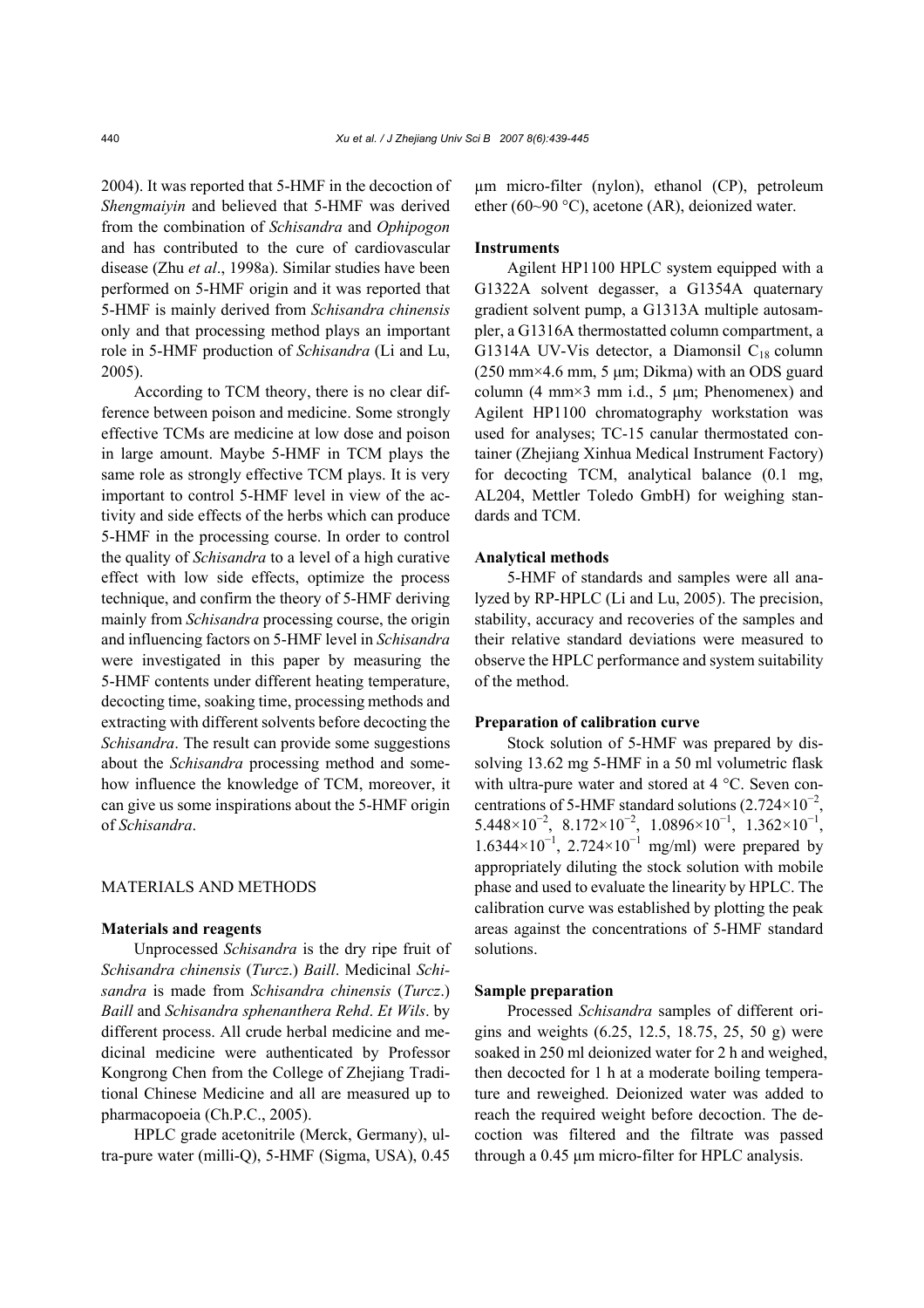2004). It was reported that 5-HMF in the decoction of *Shengmaiyin* and believed that 5-HMF was derived from the combination of *Schisandra* and *Ophipogon* and has contributed to the cure of cardiovascular disease (Zhu *et al*., 1998a). Similar studies have been performed on 5-HMF origin and it was reported that 5-HMF is mainly derived from *Schisandra chinensis* only and that processing method plays an important role in 5-HMF production of *Schisandra* (Li and Lu, 2005).

According to TCM theory, there is no clear difference between poison and medicine. Some strongly effective TCMs are medicine at low dose and poison in large amount. Maybe 5-HMF in TCM plays the same role as strongly effective TCM plays. It is very important to control 5-HMF level in view of the activity and side effects of the herbs which can produce 5-HMF in the processing course. In order to control the quality of *Schisandra* to a level of a high curative effect with low side effects, optimize the process technique, and confirm the theory of 5-HMF deriving mainly from *Schisandra* processing course, the origin and influencing factors on 5-HMF level in *Schisandra* were investigated in this paper by measuring the 5-HMF contents under different heating temperature, decocting time, soaking time, processing methods and extracting with different solvents before decocting the *Schisandra*. The result can provide some suggestions about the *Schisandra* processing method and somehow influence the knowledge of TCM, moreover, it can give us some inspirations about the 5-HMF origin of *Schisandra*.

## MATERIALS AND METHODS

### Materials and reagents

Unprocessed *Schisandra* is the dry ripe fruit of *Schisandra chinensis* (*Turcz*.) *Baill*. Medicinal *Schisandra* is made from *Schisandra chinensis* (*Turcz*.) *Baill* and *Schisandra sphenanthera Rehd*. *Et Wils*. by different process. All crude herbal medicine and medicinal medicine were authenticated by Professor Kongrong Chen from the College of Zhejiang Traditional Chinese Medicine and all are measured up to pharmacopoeia (Ch.P.C., 2005).

HPLC grade acetonitrile (Merck, Germany), ultra-pure water (milli-Q), 5-HMF (Sigma, USA), 0.45 μm micro-filter (nylon), ethanol (CP), petroleum ether (60~90 °C), acetone (AR), deionized water.

### Instruments

Agilent HP1100 HPLC system equipped with a G1322A solvent degasser, a G1354A quaternary gradient solvent pump, a G1313A multiple autosampler, a G1316A thermostatted column compartment, a G1314A UV-Vis detector, a Diamonsil $C_{18}$ column (250 mm×4.6 mm, 5 μm; Dikma) with an ODS guard column (4 mm×3 mm i.d., 5 μm; Phenomenex) and Agilent HP1100 chromatography workstation was used for analyses; TC-15 canular thermostated container (Zhejiang Xinhua Medical Instrument Factory) for decocting TCM, analytical balance (0.1 mg, AL204, Mettler Toledo GmbH) for weighing standards and TCM.

### Analytical methods

5-HMF of standards and samples were all analyzed by RP-HPLC (Li and Lu, 2005). The precision, stability, accuracy and recoveries of the samples and their relative standard deviations were measured to observe the HPLC performance and system suitability of the method.

### Preparation of calibration curve

Stock solution of 5-HMF was prepared by dissolving 13.62 mg 5-HMF in a 50 ml volumetric flask with ultra-pure water and stored at 4 °C. Seven concentrations of 5-HMF standard solutions ($2.724\times10^{-2}$, $5.448\times10^{-2}$, $8.172\times10^{-2}$, $1.0896\times10^{-1}$, $1.362\times10^{-1}$, $1.6344\times10^{-1}$, $2.724\times10^{-1}$ mg/ml) were prepared by appropriately diluting the stock solution with mobile phase and used to evaluate the linearity by HPLC. The calibration curve was established by plotting the peak areas against the concentrations of 5-HMF standard solutions.

### Sample preparation

Processed *Schisandra* samples of different origins and weights (6.25, 12.5, 18.75, 25, 50 g) were soaked in 250 ml deionized water for 2 h and weighed, then decocted for 1 h at a moderate boiling temperature and reweighed. Deionized water was added to reach the required weight before decoction. The decoction was filtered and the filtrate was passed through a 0.45 μm micro-filter for HPLC analysis.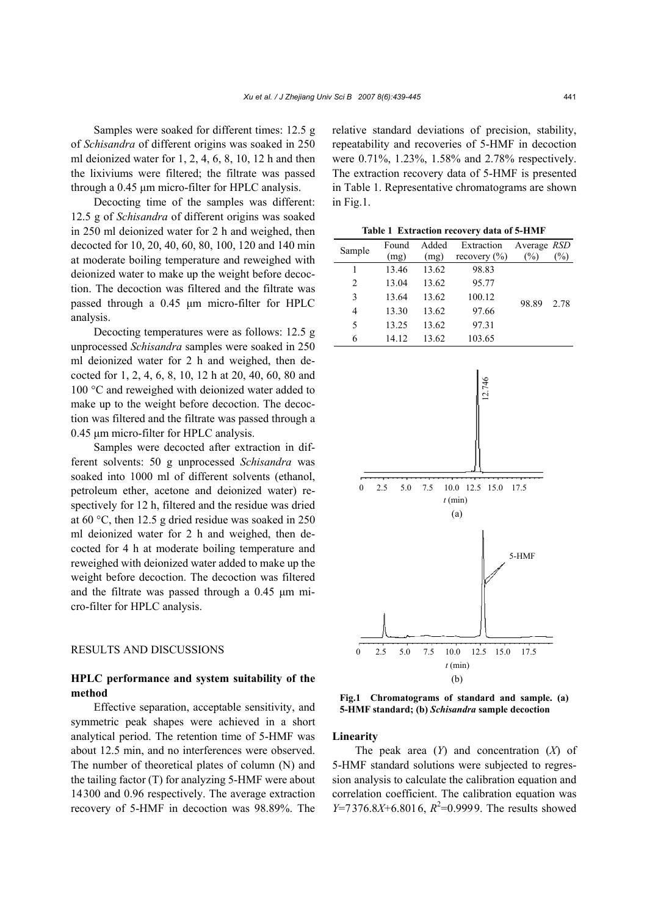Samples were soaked for different times: 12.5 g of *Schisandra* of different origins was soaked in 250 ml deionized water for 1, 2, 4, 6, 8, 10, 12 h and then the lixiviums were filtered; the filtrate was passed through a 0.45 µm micro-filter for HPLC analysis.

Decocting time of the samples was different: 12.5 g of *Schisandra* of different origins was soaked in 250 ml deionized water for 2 h and weighed, then decocted for 10, 20, 40, 60, 80, 100, 120 and 140 min at moderate boiling temperature and reweighed with deionized water to make up the weight before decoction. The decoction was filtered and the filtrate was passed through a 0.45 µm micro-filter for HPLC analysis.

Decocting temperatures were as follows: 12.5 g unprocessed *Schisandra* samples were soaked in 250 ml deionized water for 2 h and weighed, then decocted for 1, 2, 4, 6, 8, 10, 12 h at 20, 40, 60, 80 and 100 °C and reweighed with deionized water added to make up to the weight before decoction. The decoction was filtered and the filtrate was passed through a 0.45 µm micro-filter for HPLC analysis.

Samples were decocted after extraction in different solvents: 50 g unprocessed *Schisandra* was soaked into 1000 ml of different solvents (ethanol, petroleum ether, acetone and deionized water) respectively for 12 h, filtered and the residue was dried at 60 °C, then 12.5 g dried residue was soaked in 250 ml deionized water for 2 h and weighed, then decocted for 4 h at moderate boiling temperature and reweighed with deionized water added to make up the weight before decoction. The decoction was filtered and the filtrate was passed through a 0.45 µm micro-filter for HPLC analysis.

## RESULTS AND DISCUSSIONS

### HPLC performance and system suitability of the method

Effective separation, acceptable sensitivity, and symmetric peak shapes were achieved in a short analytical period. The retention time of 5-HMF was about 12.5 min, and no interferences were observed. The number of theoretical plates of column (N) and the tailing factor (T) for analyzing 5-HMF were about 14300 and 0.96 respectively. The average extraction recovery of 5-HMF in decoction was 98.89%. The relative standard deviations of precision, stability, repeatability and recoveries of 5-HMF in decoction were 0.71%, 1.23%, 1.58% and 2.78% respectively. The extraction recovery data of 5-HMF is presented in Table 1. Representative chromatograms are shown in Fig.1.

**Table 1 Extraction recovery data of 5-HMF**

| Sample | Found (mg) | Added (mg) | Extraction recovery (%) | Average (%) | *RSD* (%) |
|---|---|---|---|---|---|
| 1 | 13.46 | 13.62 | 98.83 | 98.89 | 2.78 |
| 2 | 13.04 | 13.62 | 95.77 | | |
| 3 | 13.64 | 13.62 | 100.12 | | |
| 4 | 13.30 | 13.62 | 97.66 | | |
| 5 | 13.25 | 13.62 | 97.31 | | |
| 6 | 14.12 | 13.62 | 103.65 | | |

**Fig.1 Chromatograms of standard and sample. (a) 5-HMF standard; (b) *Schisandra* sample decoction**

### Linearity

The peak area ($Y$) and concentration ($X$) of 5-HMF standard solutions were subjected to regression analysis to calculate the calibration equation and correlation coefficient. The calibration equation was $Y$=7376.8$X$+6.8016, $R^2$=0.9999. The results showed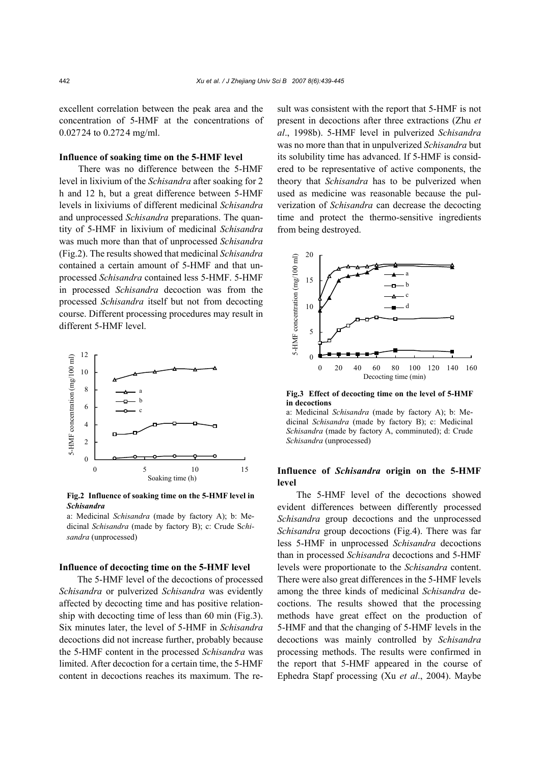excellent correlation between the peak area and the concentration of 5-HMF at the concentrations of 0.02724 to 0.2724 mg/ml.

### Influence of soaking time on the 5-HMF level

There was no difference between the 5-HMF level in lixivium of the *Schisandra* after soaking for 2 h and 12 h, but a great difference between 5-HMF levels in lixiviums of different medicinal *Schisandra* and unprocessed *Schisandra* preparations. The quantity of 5-HMF in lixivium of medicinal *Schisandra* was much more than that of unprocessed *Schisandra* (Fig.2). The results showed that medicinal *Schisandra* contained a certain amount of 5-HMF and that unprocessed *Schisandra* contained less 5-HMF. 5-HMF in processed *Schisandra* decoction was from the processed *Schisandra* itself but not from decocting course. Different processing procedures may result in different 5-HMF level.

**Fig.2 Influence of soaking time on the 5-HMF level in *Schisandra***

a: Medicinal *Schisandra* (made by factory A); b: Medicinal *Schisandra* (made by factory B); c: Crude *Schisandra* (unprocessed)

### Influence of decocting time on the 5-HMF level

The 5-HMF level of the decoctions of processed *Schisandra* or pulverized *Schisandra* was evidently affected by decocting time and has positive relationship with decocting time of less than 60 min (Fig.3). Six minutes later, the level of 5-HMF in *Schisandra* decoctions did not increase further, probably because the 5-HMF content in the processed *Schisandra* was limited. After decoction for a certain time, the 5-HMF content in decoctions reaches its maximum. The result was consistent with the report that 5-HMF is not present in decoctions after three extractions (Zhu *et al*., 1998b). 5-HMF level in pulverized *Schisandra* was no more than that in unpulverized *Schisandra* but its solubility time has advanced. If 5-HMF is considered to be representative of active components, the theory that *Schisandra* has to be pulverized when used as medicine was reasonable because the pulverization of *Schisandra* can decrease the decocting time and protect the thermo-sensitive ingredients from being destroyed.

**Fig.3 Effect of decocting time on the level of 5-HMF in decoctions**

a: Medicinal *Schisandra* (made by factory A); b: Medicinal *Schisandra* (made by factory B); c: Medicinal *Schisandra* (made by factory A, comminuted); d: Crude *Schisandra* (unprocessed)

### Influence of *Schisandra* origin on the 5-HMF level

The 5-HMF level of the decoctions showed evident differences between differently processed *Schisandra* group decoctions and the unprocessed *Schisandra* group decoctions (Fig.4). There was far less 5-HMF in unprocessed *Schisandra* decoctions than in processed *Schisandra* decoctions and 5-HMF levels were proportionate to the *Schisandra* content. There were also great differences in the 5-HMF levels among the three kinds of medicinal *Schisandra* decoctions. The results showed that the processing methods have great effect on the production of 5-HMF and that the changing of 5-HMF levels in the decoctions was mainly controlled by *Schisandra* processing methods. The results were confirmed in the report that 5-HMF appeared in the course of Ephedra Stapf processing (Xu *et al*., 2004). Maybe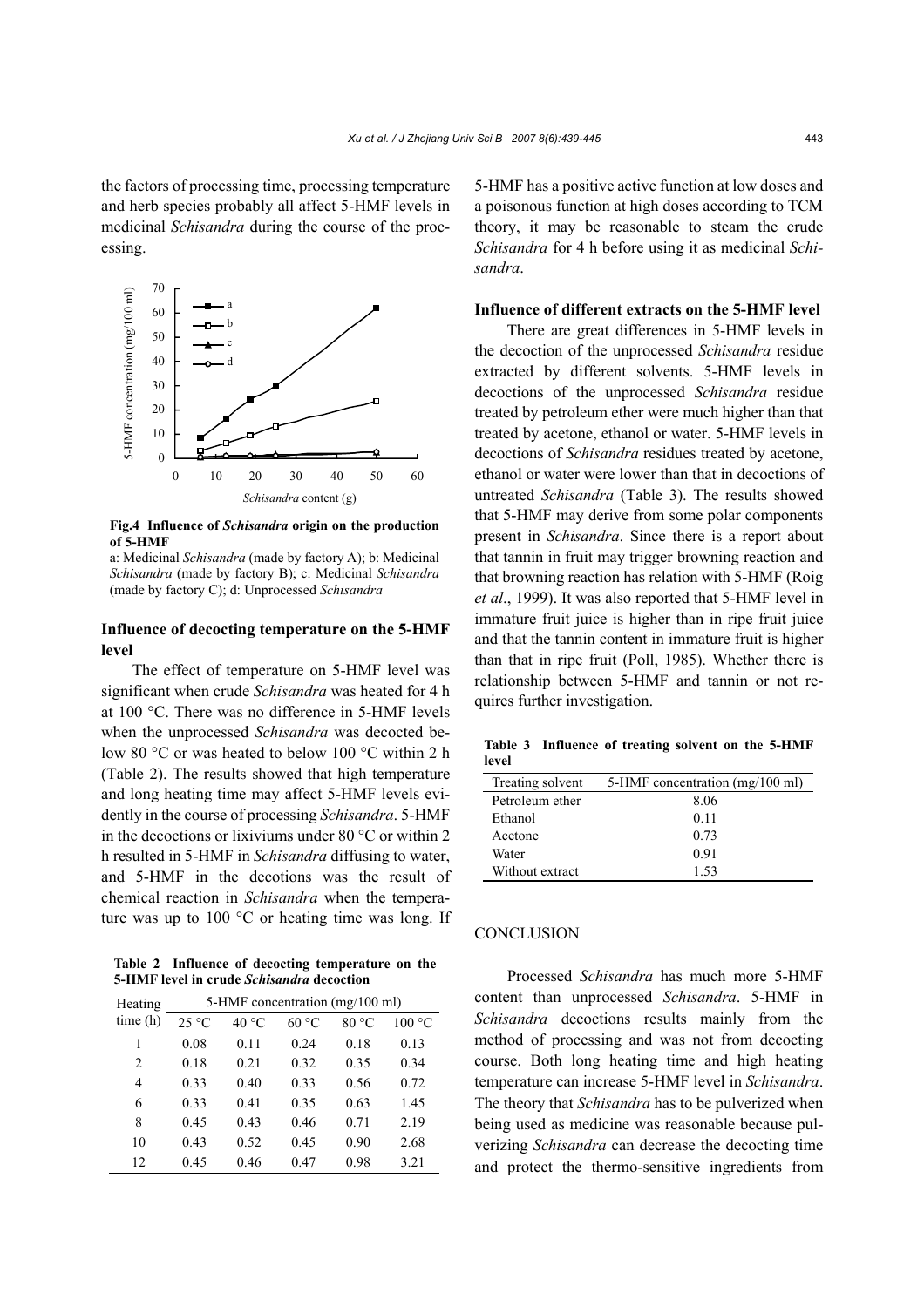the factors of processing time, processing temperature and herb species probably all affect 5-HMF levels in medicinal *Schisandra* during the course of the processing.

**Fig.4 Influence of *Schisandra* origin on the production of 5-HMF**

a: Medicinal *Schisandra* (made by factory A); b: Medicinal *Schisandra* (made by factory B); c: Medicinal *Schisandra* (made by factory C); d: Unprocessed *Schisandra*

### Influence of decocting temperature on the 5-HMF level

The effect of temperature on 5-HMF level was significant when crude *Schisandra* was heated for 4 h at 100 °C. There was no difference in 5-HMF levels when the unprocessed *Schisandra* was decocted below 80 °C or was heated to below 100 °C within 2 h (Table 2). The results showed that high temperature and long heating time may affect 5-HMF levels evidently in the course of processing *Schisandra*. 5-HMF in the decoctions or lixiviums under 80 °C or within 2 h resulted in 5-HMF in *Schisandra* diffusing to water, and 5-HMF in the decotions was the result of chemical reaction in *Schisandra* when the temperature was up to 100 °C or heating time was long. If 5-HMF has a positive active function at low doses and a poisonous function at high doses according to TCM theory, it may be reasonable to steam the crude *Schisandra* for 4 h before using it as medicinal *Schisandra*.

**Table 2 Influence of decocting temperature on the 5-HMF level in crude *Schisandra* decoction**

| Heating time (h) | 5-HMF concentration (mg/100 ml) | | | | |
|---|---|---|---|---|---|
| | 25 °C | 40 °C | 60 °C | 80 °C | 100 °C |
| 1 | 0.08 | 0.11 | 0.24 | 0.18 | 0.13 |
| 2 | 0.18 | 0.21 | 0.32 | 0.35 | 0.34 |
| 4 | 0.33 | 0.40 | 0.33 | 0.56 | 0.72 |
| 6 | 0.33 | 0.41 | 0.35 | 0.63 | 1.45 |
| 8 | 0.45 | 0.43 | 0.46 | 0.71 | 2.19 |
| 10 | 0.43 | 0.52 | 0.45 | 0.90 | 2.68 |
| 12 | 0.45 | 0.46 | 0.47 | 0.98 | 3.21 |

### Influence of different extracts on the 5-HMF level

There are great differences in 5-HMF levels in the decoction of the unprocessed *Schisandra* residue extracted by different solvents. 5-HMF levels in decoctions of the unprocessed *Schisandra* residue treated by petroleum ether were much higher than that treated by acetone, ethanol or water. 5-HMF levels in decoctions of *Schisandra* residues treated by acetone, ethanol or water were lower than that in decoctions of untreated *Schisandra* (Table 3). The results showed that 5-HMF may derive from some polar components present in *Schisandra*. Since there is a report about that tannin in fruit may trigger browning reaction and that browning reaction has relation with 5-HMF (Roig *et al*., 1999). It was also reported that 5-HMF level in immature fruit juice is higher than in ripe fruit juice and that the tannin content in immature fruit is higher than that in ripe fruit (Poll, 1985). Whether there is relationship between 5-HMF and tannin or not requires further investigation.

**Table 3 Influence of treating solvent on the 5-HMF level**

| Treating solvent | 5-HMF concentration (mg/100 ml) |
|---|---|
| Petroleum ether | 8.06 |
| Ethanol | 0.11 |
| Acetone | 0.73 |
| Water | 0.91 |
| Without extract | 1.53 |

## CONCLUSION

Processed *Schisandra* has much more 5-HMF content than unprocessed *Schisandra*. 5-HMF in *Schisandra* decoctions results mainly from the method of processing and was not from decocting course. Both long heating time and high heating temperature can increase 5-HMF level in *Schisandra*. The theory that *Schisandra* has to be pulverized when being used as medicine was reasonable because pulverizing *Schisandra* can decrease the decocting time and protect the thermo-sensitive ingredients from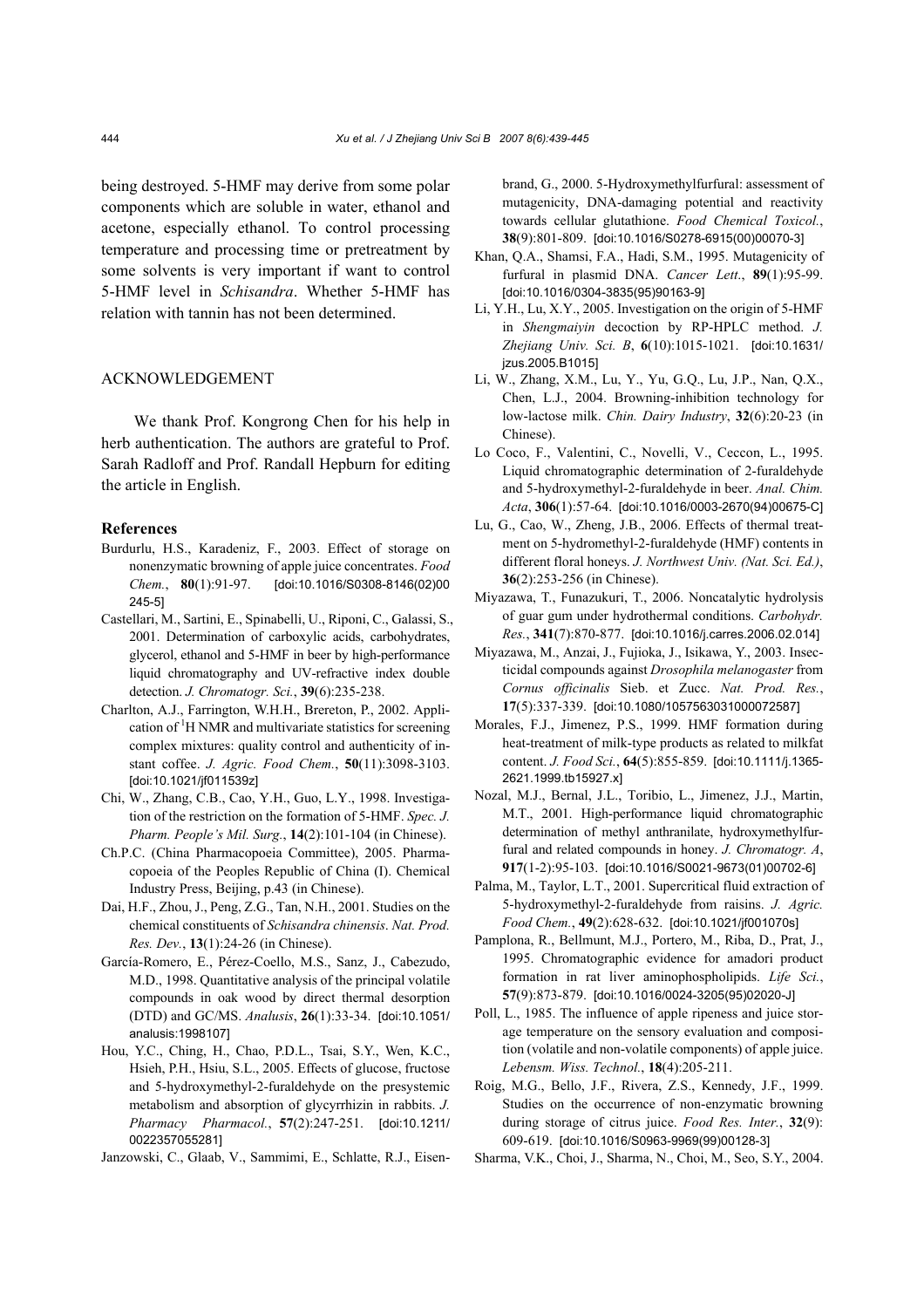being destroyed. 5-HMF may derive from some polar components which are soluble in water, ethanol and acetone, especially ethanol. To control processing temperature and processing time or pretreatment by some solvents is very important if want to control 5-HMF level in *Schisandra*. Whether 5-HMF has relation with tannin has not been determined.

## ACKNOWLEDGEMENT

We thank Prof. Kongrong Chen for his help in herb authentication. The authors are grateful to Prof. Sarah Radloff and Prof. Randall Hepburn for editing the article in English.

## References

Burdurlu, H.S., Karadeniz, F., 2003. Effect of storage on nonenzymatic browning of apple juice concentrates. *Food Chem.*, **80**(1):91-97. [doi:10.1016/S0308-8146(02)00245-5]

Castellari, M., Sartini, E., Spinabelli, U., Riponi, C., Galassi, S., 2001. Determination of carboxylic acids, carbohydrates, glycerol, ethanol and 5-HMF in beer by high-performance liquid chromatography and UV-refractive index double detection. *J. Chromatogr. Sci.*, **39**(6):235-238.

Charlton, A.J., Farrington, W.H.H., Brereton, P., 2002. Application of $^1$H NMR and multivariate statistics for screening complex mixtures: quality control and authenticity of instant coffee. *J. Agric. Food Chem.*, **50**(11):3098-3103. [doi:10.1021/jf011539z]

Chi, W., Zhang, C.B., Cao, Y.H., Guo, L.Y., 1998. Investigation of the restriction on the formation of 5-HMF. *Spec. J. Pharm. People's Mil. Surg.*, **14**(2):101-104 (in Chinese).

Ch.P.C. (China Pharmacopoeia Committee), 2005. Pharmacopoeia of the Peoples Republic of China (I). Chemical Industry Press, Beijing, p.43 (in Chinese).

Dai, H.F., Zhou, J., Peng, Z.G., Tan, N.H., 2001. Studies on the chemical constituents of *Schisandra chinensis*. *Nat. Prod. Res. Dev.*, **13**(1):24-26 (in Chinese).

García-Romero, E., Pérez-Coello, M.S., Sanz, J., Cabezudo, M.D., 1998. Quantitative analysis of the principal volatile compounds in oak wood by direct thermal desorption (DTD) and GC/MS. *Analusis*, **26**(1):33-34. [doi:10.1051/analusis:1998107]

Hou, Y.C., Ching, H., Chao, P.D.L., Tsai, S.Y., Wen, K.C., Hsieh, P.H., Hsiu, S.L., 2005. Effects of glucose, fructose and 5-hydroxymethyl-2-furaldehyde on the presystemic metabolism and absorption of glycyrrhizin in rabbits. *J. Pharmacy Pharmacol.*, **57**(2):247-251. [doi:10.1211/0022357055281]

Janzowski, C., Glaab, V., Sammimi, E., Schlatte, R.J., Eisenbrand, G., 2000. 5-Hydroxymethylfurfural: assessment of mutagenicity, DNA-damaging potential and reactivity towards cellular glutathione. *Food Chemical Toxicol.*, **38**(9):801-809. [doi:10.1016/S0278-6915(00)00070-3]

Khan, Q.A., Shamsi, F.A., Hadi, S.M., 1995. Mutagenicity of furfural in plasmid DNA. *Cancer Lett.*, **89**(1):95-99. [doi:10.1016/0304-3835(95)90163-9]

Li, Y.H., Lu, X.Y., 2005. Investigation on the origin of 5-HMF in *Shengmaiyin* decoction by RP-HPLC method. *J. Zhejiang Univ. Sci. B*, **6**(10):1015-1021. [doi:10.1631/jzus.2005.B1015]

Li, W., Zhang, X.M., Lu, Y., Yu, G.Q., Lu, J.P., Nan, Q.X., Chen, L.J., 2004. Browning-inhibition technology for low-lactose milk. *Chin. Dairy Industry*, **32**(6):20-23 (in Chinese).

Lo Coco, F., Valentini, C., Novelli, V., Ceccon, L., 1995. Liquid chromatographic determination of 2-furaldehyde and 5-hydroxymethyl-2-furaldehyde in beer. *Anal. Chim. Acta*, **306**(1):57-64. [doi:10.1016/0003-2670(94)00675-C]

Lu, G., Cao, W., Zheng, J.B., 2006. Effects of thermal treatment on 5-hydromethyl-2-furaldehyde (HMF) contents in different floral honeys. *J. Northwest Univ. (Nat. Sci. Ed.)*, **36**(2):253-256 (in Chinese).

Miyazawa, T., Funazukuri, T., 2006. Noncatalytic hydrolysis of guar gum under hydrothermal conditions. *Carbohydr. Res.*, **341**(7):870-877. [doi:10.1016/j.carres.2006.02.014]

Miyazawa, M., Anzai, J., Fujioka, J., Isikawa, Y., 2003. Insecticidal compounds against *Drosophila melanogaster* from *Cornus officinalis* Sieb. et Zucc. *Nat. Prod. Res.*, **17**(5):337-339. [doi:10.1080/1057563031000072587]

Morales, F.J., Jimenez, P.S., 1999. HMF formation during heat-treatment of milk-type products as related to milkfat content. *J. Food Sci.*, **64**(5):855-859. [doi:10.1111/j.1365-2621.1999.tb15927.x]

Nozal, M.J., Bernal, J.L., Toribio, L., Jimenez, J.J., Martin, M.T., 2001. High-performance liquid chromatographic determination of methyl anthranilate, hydroxymethylfurfural and related compounds in honey. *J. Chromatogr. A*, **917**(1-2):95-103. [doi:10.1016/S0021-9673(01)00702-6]

Palma, M., Taylor, L.T., 2001. Supercritical fluid extraction of 5-hydroxymethyl-2-furaldehyde from raisins. *J. Agric. Food Chem.*, **49**(2):628-632. [doi:10.1021/jf001070s]

Pamplona, R., Bellmunt, M.J., Portero, M., Riba, D., Prat, J., 1995. Chromatographic evidence for amadori product formation in rat liver aminophospholipids. *Life Sci.*, **57**(9):873-879. [doi:10.1016/0024-3205(95)02020-J]

Poll, L., 1985. The influence of apple ripeness and juice storage temperature on the sensory evaluation and composition (volatile and non-volatile components) of apple juice. *Lebensm. Wiss. Technol.*, **18**(4):205-211.

Roig, M.G., Bello, J.F., Rivera, Z.S., Kennedy, J.F., 1999. Studies on the occurrence of non-enzymatic browning during storage of citrus juice. *Food Res. Inter.*, **32**(9):609-619. [doi:10.1016/S0963-9969(99)00128-3]

Sharma, V.K., Choi, J., Sharma, N., Choi, M., Seo, S.Y., 2004.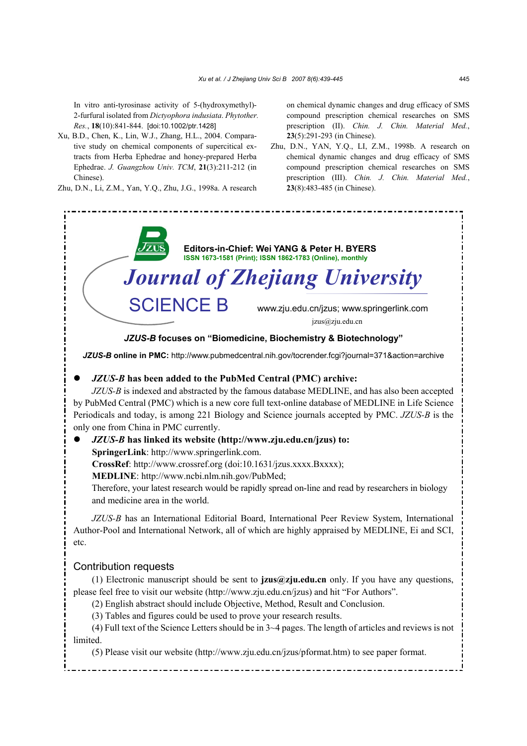In vitro anti-tyrosinase activity of 5-(hydroxymethyl)-2-furfural isolated from *Dictyophora indusiata*. *Phytother. Res.*, **18**(10):841-844. [doi:10.1002/ptr.1428]

Xu, B.D., Chen, K., Lin, W.J., Zhang, H.L., 2004. Comparative study on chemical components of supercitical extracts from Herba Ephedrae and honey-prepared Herba Ephedrae. *J. Guangzhou Univ. TCM*, **21**(3):211-212 (in Chinese).

Zhu, D.N., Li, Z.M., Yan, Y.Q., Zhu, J.G., 1998a. A research on chemical dynamic changes and drug efficacy of SMS compound prescription chemical researches on SMS prescription (II). *Chin. J. Chin. Material Med.*, **23**(5):291-293 (in Chinese).

Zhu, D.N., YAN, Y.Q., LI, Z.M., 1998b. A research on chemical dynamic changes and drug efficacy of SMS compound prescription chemical researches on SMS prescription (III). *Chin. J. Chin. Material Med.*, **23**(8):483-485 (in Chinese).

---

**Editors-in-Chief: Wei YANG & Peter H. BYERS**
**ISSN 1673-1581 (Print); ISSN 1862-1783 (Online), monthly**

# *Journal of Zhejiang University*
## SCIENCE B

www.zju.edu.cn/jzus; www.springerlink.com
jzus@zju.edu.cn

***JZUS-B* focuses on "Biomedicine, Biochemistry & Biotechnology"**

***JZUS-B* online in PMC:** http://www.pubmedcentral.nih.gov/tocrender.fcgi?journal=371&action=archive

- ***JZUS-B* has been added to the PubMed Central (PMC) archive:**
  *JZUS-B* is indexed and abstracted by the famous database MEDLINE, and has also been accepted by PubMed Central (PMC) which is a new core full text-online database of MEDLINE in Life Science Periodicals and today, is among 221 Biology and Science journals accepted by PMC. *JZUS-B* is the only one from China in PMC currently.
- ***JZUS-B* has linked its website (http://www.zju.edu.cn/jzus) to:**
  **SpringerLink**: http://www.springerlink.com.
  **CrossRef**: http://www.crossref.org (doi:10.1631/jzus.xxxx.Bxxxx);
  **MEDLINE**: http://www.ncbi.nlm.nih.gov/PubMed;
  Therefore, your latest research would be rapidly spread on-line and read by researchers in biology and medicine area in the world.

*JZUS-B* has an International Editorial Board, International Peer Review System, International Author-Pool and International Network, all of which are highly appraised by MEDLINE, Ei and SCI, etc.

### Contribution requests

(1) Electronic manuscript should be sent to **jzus@zju.edu.cn** only. If you have any questions, please feel free to visit our website (http://www.zju.edu.cn/jzus) and hit "For Authors".

(2) English abstract should include Objective, Method, Result and Conclusion.

(3) Tables and figures could be used to prove your research results.

(4) Full text of the Science Letters should be in 3~4 pages. The length of articles and reviews is not limited.

(5) Please visit our website (http://www.zju.edu.cn/jzus/pformat.htm) to see paper format.